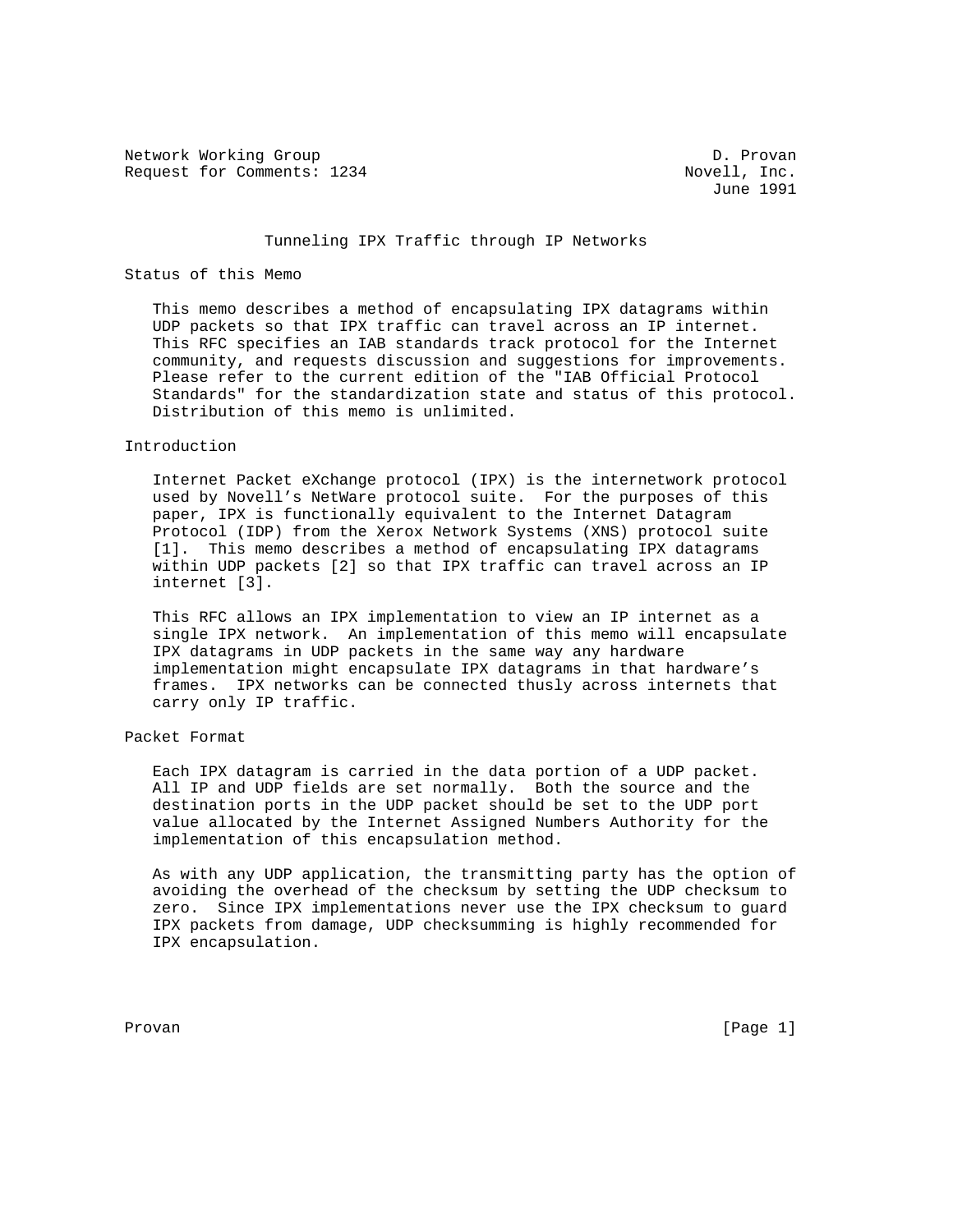Network Working Group D. Provan
Request for Comments: 1234 Novell, Inc.
June 1991

# Tunneling IPX Traffic through IP Networks

## Status of this Memo

This memo describes a method of encapsulating IPX datagrams within UDP packets so that IPX traffic can travel across an IP internet. This RFC specifies an IAB standards track protocol for the Internet community, and requests discussion and suggestions for improvements. Please refer to the current edition of the "IAB Official Protocol Standards" for the standardization state and status of this protocol. Distribution of this memo is unlimited.

## Introduction

Internet Packet eXchange protocol (IPX) is the internetwork protocol used by Novell's NetWare protocol suite. For the purposes of this paper, IPX is functionally equivalent to the Internet Datagram Protocol (IDP) from the Xerox Network Systems (XNS) protocol suite [1]. This memo describes a method of encapsulating IPX datagrams within UDP packets [2] so that IPX traffic can travel across an IP internet [3].

This RFC allows an IPX implementation to view an IP internet as a single IPX network. An implementation of this memo will encapsulate IPX datagrams in UDP packets in the same way any hardware implementation might encapsulate IPX datagrams in that hardware's frames. IPX networks can be connected thusly across internets that carry only IP traffic.

## Packet Format

Each IPX datagram is carried in the data portion of a UDP packet. All IP and UDP fields are set normally. Both the source and the destination ports in the UDP packet should be set to the UDP port value allocated by the Internet Assigned Numbers Authority for the implementation of this encapsulation method.

As with any UDP application, the transmitting party has the option of avoiding the overhead of the checksum by setting the UDP checksum to zero. Since IPX implementations never use the IPX checksum to guard IPX packets from damage, UDP checksumming is highly recommended for IPX encapsulation.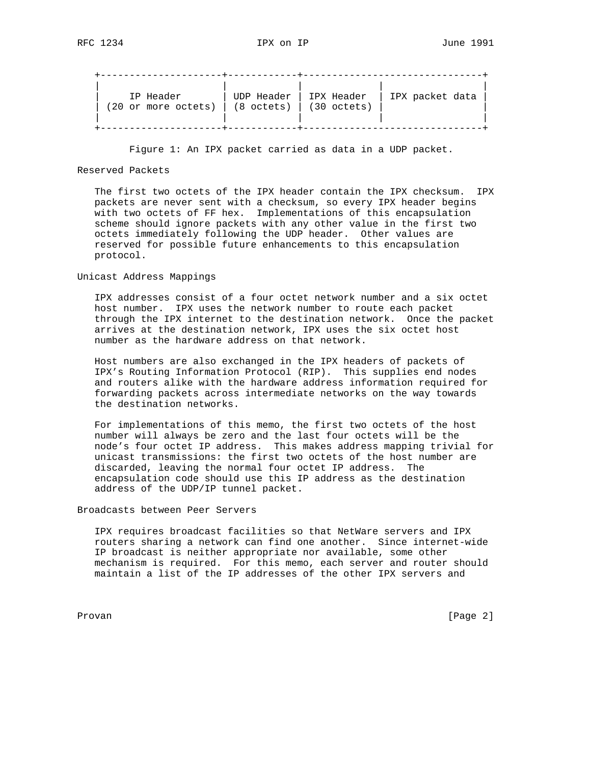```
+---------------------+------------+-------------------------------+
|                     |            |            |                  |
|     IP Header       | UDP Header | IPX Header | IPX packet data  |
| (20 or more octets) | (8 octets) | (30 octets)|                  |
|                     |            |            |                  |
+---------------------+------------+-------------------------------+
```

Figure 1: An IPX packet carried as data in a UDP packet.

## Reserved Packets

The first two octets of the IPX header contain the IPX checksum. IPX packets are never sent with a checksum, so every IPX header begins with two octets of FF hex. Implementations of this encapsulation scheme should ignore packets with any other value in the first two octets immediately following the UDP header. Other values are reserved for possible future enhancements to this encapsulation protocol.

## Unicast Address Mappings

IPX addresses consist of a four octet network number and a six octet host number. IPX uses the network number to route each packet through the IPX internet to the destination network. Once the packet arrives at the destination network, IPX uses the six octet host number as the hardware address on that network.

Host numbers are also exchanged in the IPX headers of packets of IPX's Routing Information Protocol (RIP). This supplies end nodes and routers alike with the hardware address information required for forwarding packets across intermediate networks on the way towards the destination networks.

For implementations of this memo, the first two octets of the host number will always be zero and the last four octets will be the node's four octet IP address. This makes address mapping trivial for unicast transmissions: the first two octets of the host number are discarded, leaving the normal four octet IP address. The encapsulation code should use this IP address as the destination address of the UDP/IP tunnel packet.

## Broadcasts between Peer Servers

IPX requires broadcast facilities so that NetWare servers and IPX routers sharing a network can find one another. Since internet-wide IP broadcast is neither appropriate nor available, some other mechanism is required. For this memo, each server and router should maintain a list of the IP addresses of the other IPX servers and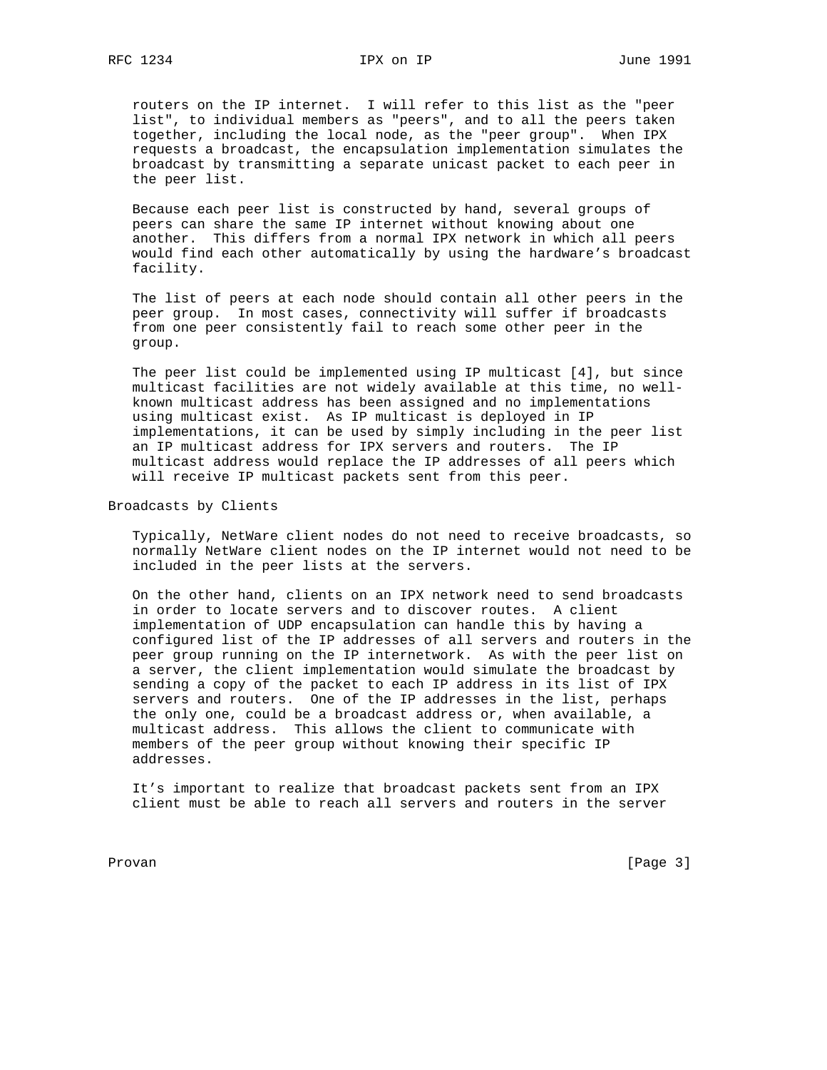routers on the IP internet. I will refer to this list as the "peer list", to individual members as "peers", and to all the peers taken together, including the local node, as the "peer group". When IPX requests a broadcast, the encapsulation implementation simulates the broadcast by transmitting a separate unicast packet to each peer in the peer list.

Because each peer list is constructed by hand, several groups of peers can share the same IP internet without knowing about one another. This differs from a normal IPX network in which all peers would find each other automatically by using the hardware's broadcast facility.

The list of peers at each node should contain all other peers in the peer group. In most cases, connectivity will suffer if broadcasts from one peer consistently fail to reach some other peer in the group.

The peer list could be implemented using IP multicast [4], but since multicast facilities are not widely available at this time, no well-known multicast address has been assigned and no implementations using multicast exist. As IP multicast is deployed in IP implementations, it can be used by simply including in the peer list an IP multicast address for IPX servers and routers. The IP multicast address would replace the IP addresses of all peers which will receive IP multicast packets sent from this peer.

## Broadcasts by Clients

Typically, NetWare client nodes do not need to receive broadcasts, so normally NetWare client nodes on the IP internet would not need to be included in the peer lists at the servers.

On the other hand, clients on an IPX network need to send broadcasts in order to locate servers and to discover routes. A client implementation of UDP encapsulation can handle this by having a configured list of the IP addresses of all servers and routers in the peer group running on the IP internetwork. As with the peer list on a server, the client implementation would simulate the broadcast by sending a copy of the packet to each IP address in its list of IPX servers and routers. One of the IP addresses in the list, perhaps the only one, could be a broadcast address or, when available, a multicast address. This allows the client to communicate with members of the peer group without knowing their specific IP addresses.

It's important to realize that broadcast packets sent from an IPX client must be able to reach all servers and routers in the server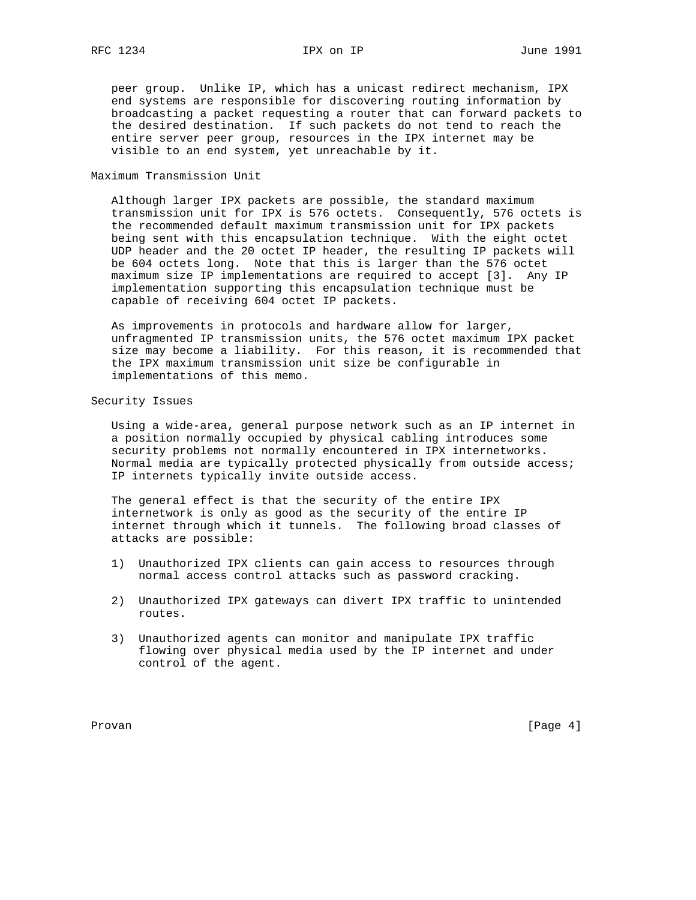peer group. Unlike IP, which has a unicast redirect mechanism, IPX end systems are responsible for discovering routing information by broadcasting a packet requesting a router that can forward packets to the desired destination. If such packets do not tend to reach the entire server peer group, resources in the IPX internet may be visible to an end system, yet unreachable by it.

## Maximum Transmission Unit

Although larger IPX packets are possible, the standard maximum transmission unit for IPX is 576 octets. Consequently, 576 octets is the recommended default maximum transmission unit for IPX packets being sent with this encapsulation technique. With the eight octet UDP header and the 20 octet IP header, the resulting IP packets will be 604 octets long. Note that this is larger than the 576 octet maximum size IP implementations are required to accept [3]. Any IP implementation supporting this encapsulation technique must be capable of receiving 604 octet IP packets.

As improvements in protocols and hardware allow for larger, unfragmented IP transmission units, the 576 octet maximum IPX packet size may become a liability. For this reason, it is recommended that the IPX maximum transmission unit size be configurable in implementations of this memo.

## Security Issues

Using a wide-area, general purpose network such as an IP internet in a position normally occupied by physical cabling introduces some security problems not normally encountered in IPX internetworks. Normal media are typically protected physically from outside access; IP internets typically invite outside access.

The general effect is that the security of the entire IPX internetwork is only as good as the security of the entire IP internet through which it tunnels. The following broad classes of attacks are possible:

1) Unauthorized IPX clients can gain access to resources through normal access control attacks such as password cracking.

2) Unauthorized IPX gateways can divert IPX traffic to unintended routes.

3) Unauthorized agents can monitor and manipulate IPX traffic flowing over physical media used by the IP internet and under control of the agent.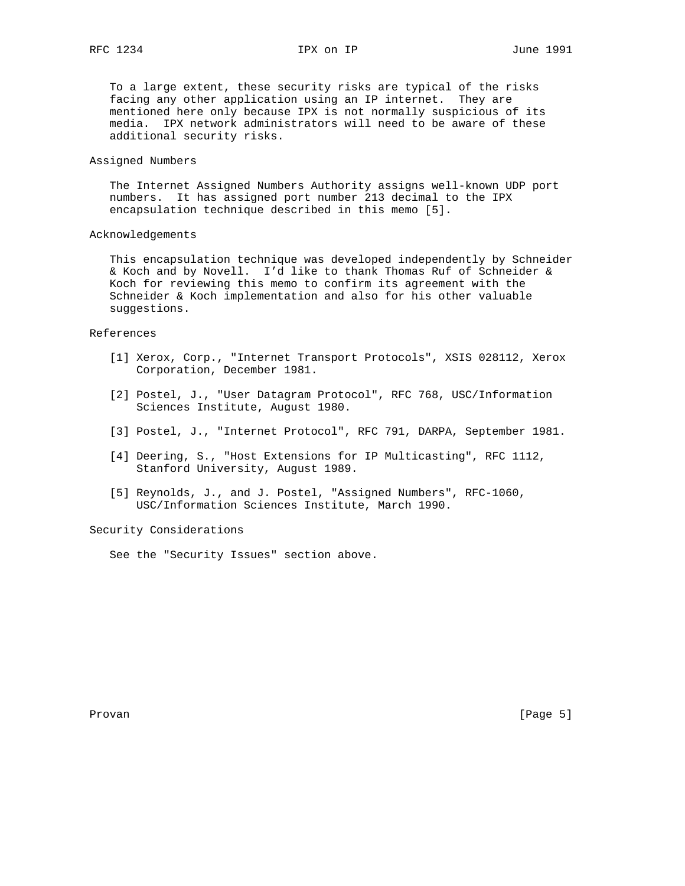To a large extent, these security risks are typical of the risks facing any other application using an IP internet. They are mentioned here only because IPX is not normally suspicious of its media. IPX network administrators will need to be aware of these additional security risks.

## Assigned Numbers

The Internet Assigned Numbers Authority assigns well-known UDP port numbers. It has assigned port number 213 decimal to the IPX encapsulation technique described in this memo [5].

## Acknowledgements

This encapsulation technique was developed independently by Schneider & Koch and by Novell. I'd like to thank Thomas Ruf of Schneider & Koch for reviewing this memo to confirm its agreement with the Schneider & Koch implementation and also for his other valuable suggestions.

## References

[1] Xerox, Corp., "Internet Transport Protocols", XSIS 028112, Xerox Corporation, December 1981.

[2] Postel, J., "User Datagram Protocol", RFC 768, USC/Information Sciences Institute, August 1980.

[3] Postel, J., "Internet Protocol", RFC 791, DARPA, September 1981.

[4] Deering, S., "Host Extensions for IP Multicasting", RFC 1112, Stanford University, August 1989.

[5] Reynolds, J., and J. Postel, "Assigned Numbers", RFC-1060, USC/Information Sciences Institute, March 1990.

## Security Considerations

See the "Security Issues" section above.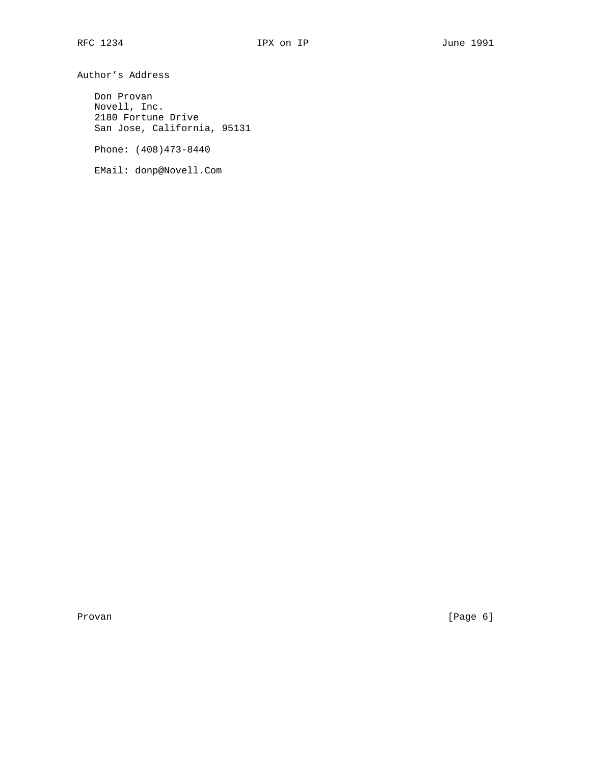## Author's Address

Don Provan
Novell, Inc.
2180 Fortune Drive
San Jose, California, 95131

Phone: (408)473-8440

EMail: donp@Novell.Com